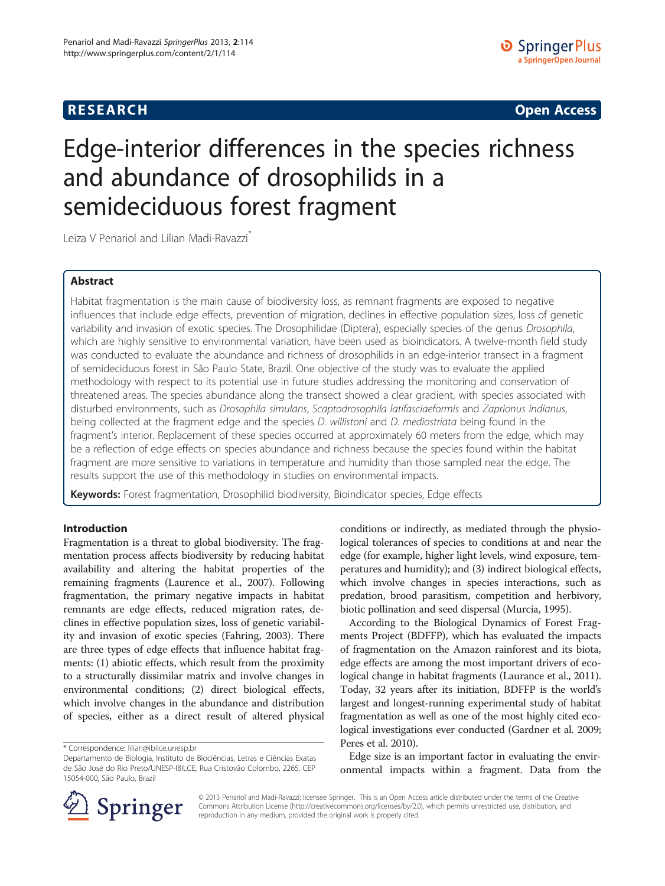**RESEARCH** **Open Access**

# Edge-interior differences in the species richness and abundance of drosophilids in a semideciduous forest fragment

Leiza V Penariol and Lilian Madi-Ravazzi*

## Abstract

Habitat fragmentation is the main cause of biodiversity loss, as remnant fragments are exposed to negative influences that include edge effects, prevention of migration, declines in effective population sizes, loss of genetic variability and invasion of exotic species. The Drosophilidae (Diptera), especially species of the genus *Drosophila*, which are highly sensitive to environmental variation, have been used as bioindicators. A twelve-month field study was conducted to evaluate the abundance and richness of drosophilids in an edge-interior transect in a fragment of semideciduous forest in São Paulo State, Brazil. One objective of the study was to evaluate the applied methodology with respect to its potential use in future studies addressing the monitoring and conservation of threatened areas. The species abundance along the transect showed a clear gradient, with species associated with disturbed environments, such as *Drosophila simulans*, *Scaptodrosophila latifasciaeformis* and *Zaprionus indianus*, being collected at the fragment edge and the species *D. willistoni* and *D. mediostriata* being found in the fragment's interior. Replacement of these species occurred at approximately 60 meters from the edge, which may be a reflection of edge effects on species abundance and richness because the species found within the habitat fragment are more sensitive to variations in temperature and humidity than those sampled near the edge. The results support the use of this methodology in studies on environmental impacts.

**Keywords:** Forest fragmentation, Drosophilid biodiversity, Bioindicator species, Edge effects

## Introduction

Fragmentation is a threat to global biodiversity. The fragmentation process affects biodiversity by reducing habitat availability and altering the habitat properties of the remaining fragments (Laurence et al., 2007). Following fragmentation, the primary negative impacts in habitat remnants are edge effects, reduced migration rates, declines in effective population sizes, loss of genetic variability and invasion of exotic species (Fahring, 2003). There are three types of edge effects that influence habitat fragments: (1) abiotic effects, which result from the proximity to a structurally dissimilar matrix and involve changes in environmental conditions; (2) direct biological effects, which involve changes in the abundance and distribution of species, either as a direct result of altered physical conditions or indirectly, as mediated through the physiological tolerances of species to conditions at and near the edge (for example, higher light levels, wind exposure, temperatures and humidity); and (3) indirect biological effects, which involve changes in species interactions, such as predation, brood parasitism, competition and herbivory, biotic pollination and seed dispersal (Murcia, 1995).

According to the Biological Dynamics of Forest Fragments Project (BDFFP), which has evaluated the impacts of fragmentation on the Amazon rainforest and its biota, edge effects are among the most important drivers of ecological change in habitat fragments (Laurance et al., 2011). Today, 32 years after its initiation, BDFFP is the world's largest and longest-running experimental study of habitat fragmentation as well as one of the most highly cited ecological investigations ever conducted (Gardner et al. 2009; Peres et al. 2010).

Edge size is an important factor in evaluating the environmental impacts within a fragment. Data from the

\* Correspondence: lilian@ibilce.unesp.br
Departamento de Biologia, Instituto de Biociências, Letras e Ciências Exatas de São José do Rio Preto/UNESP-IBILCE, Rua Cristovão Colombo, 2265, CEP 15054-000, São Paulo, Brazil

© 2013 Penariol and Madi-Ravazzi; licensee Springer. This is an Open Access article distributed under the terms of the Creative Commons Attribution License (http://creativecommons.org/licenses/by/2.0), which permits unrestricted use, distribution, and reproduction in any medium, provided the original work is properly cited.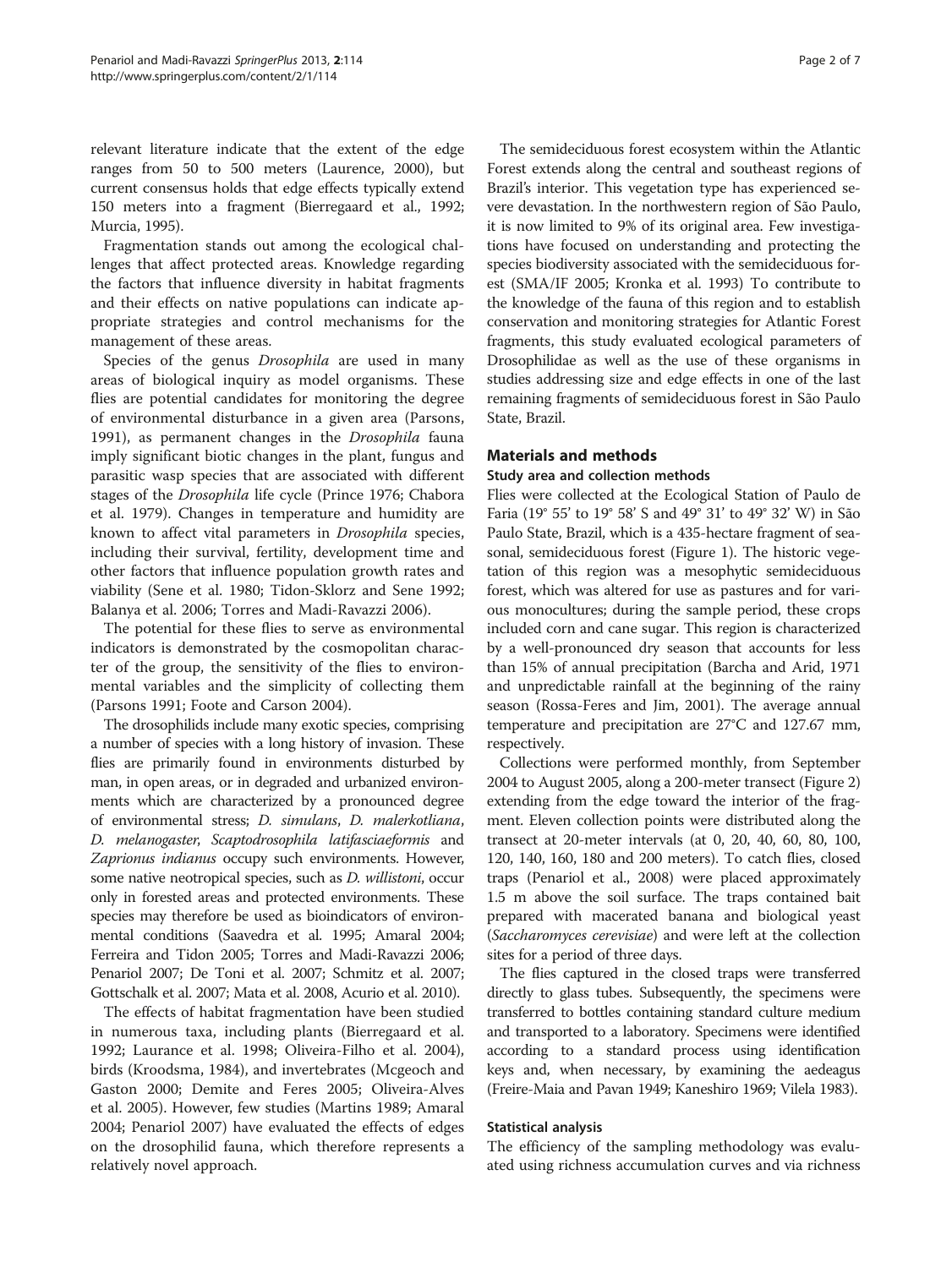relevant literature indicate that the extent of the edge ranges from 50 to 500 meters (Laurence, 2000), but current consensus holds that edge effects typically extend 150 meters into a fragment (Bierregaard et al., 1992; Murcia, 1995).

Fragmentation stands out among the ecological challenges that affect protected areas. Knowledge regarding the factors that influence diversity in habitat fragments and their effects on native populations can indicate appropriate strategies and control mechanisms for the management of these areas.

Species of the genus *Drosophila* are used in many areas of biological inquiry as model organisms. These flies are potential candidates for monitoring the degree of environmental disturbance in a given area (Parsons, 1991), as permanent changes in the *Drosophila* fauna imply significant biotic changes in the plant, fungus and parasitic wasp species that are associated with different stages of the *Drosophila* life cycle (Prince 1976; Chabora et al. 1979). Changes in temperature and humidity are known to affect vital parameters in *Drosophila* species, including their survival, fertility, development time and other factors that influence population growth rates and viability (Sene et al. 1980; Tidon-Sklorz and Sene 1992; Balanya et al. 2006; Torres and Madi-Ravazzi 2006).

The potential for these flies to serve as environmental indicators is demonstrated by the cosmopolitan character of the group, the sensitivity of the flies to environmental variables and the simplicity of collecting them (Parsons 1991; Foote and Carson 2004).

The drosophilids include many exotic species, comprising a number of species with a long history of invasion. These flies are primarily found in environments disturbed by man, in open areas, or in degraded and urbanized environments which are characterized by a pronounced degree of environmental stress; *D. simulans*, *D. malerkotliana*, *D. melanogaster*, *Scaptodrosophila latifasciaeformis* and *Zaprionus indianus* occupy such environments. However, some native neotropical species, such as *D. willistoni*, occur only in forested areas and protected environments. These species may therefore be used as bioindicators of environmental conditions (Saavedra et al. 1995; Amaral 2004; Ferreira and Tidon 2005; Torres and Madi-Ravazzi 2006; Penariol 2007; De Toni et al. 2007; Schmitz et al. 2007; Gottschalk et al. 2007; Mata et al. 2008, Acurio et al. 2010).

The effects of habitat fragmentation have been studied in numerous taxa, including plants (Bierregaard et al. 1992; Laurance et al. 1998; Oliveira-Filho et al. 2004), birds (Kroodsma, 1984), and invertebrates (Mcgeoch and Gaston 2000; Demite and Feres 2005; Oliveira-Alves et al. 2005). However, few studies (Martins 1989; Amaral 2004; Penariol 2007) have evaluated the effects of edges on the drosophilid fauna, which therefore represents a relatively novel approach.

The semideciduous forest ecosystem within the Atlantic Forest extends along the central and southeast regions of Brazil's interior. This vegetation type has experienced severe devastation. In the northwestern region of São Paulo, it is now limited to 9% of its original area. Few investigations have focused on understanding and protecting the species biodiversity associated with the semideciduous forest (SMA/IF 2005; Kronka et al. 1993) To contribute to the knowledge of the fauna of this region and to establish conservation and monitoring strategies for Atlantic Forest fragments, this study evaluated ecological parameters of Drosophilidae as well as the use of these organisms in studies addressing size and edge effects in one of the last remaining fragments of semideciduous forest in São Paulo State, Brazil.

## Materials and methods

### Study area and collection methods

Flies were collected at the Ecological Station of Paulo de Faria (19° 55′ to 19° 58′ S and 49° 31′ to 49° 32′ W) in São Paulo State, Brazil, which is a 435-hectare fragment of seasonal, semideciduous forest (Figure 1). The historic vegetation of this region was a mesophytic semideciduous forest, which was altered for use as pastures and for various monocultures; during the sample period, these crops included corn and cane sugar. This region is characterized by a well-pronounced dry season that accounts for less than 15% of annual precipitation (Barcha and Arid, 1971 and unpredictable rainfall at the beginning of the rainy season (Rossa-Feres and Jim, 2001). The average annual temperature and precipitation are 27°C and 127.67 mm, respectively.

Collections were performed monthly, from September 2004 to August 2005, along a 200-meter transect (Figure 2) extending from the edge toward the interior of the fragment. Eleven collection points were distributed along the transect at 20-meter intervals (at 0, 20, 40, 60, 80, 100, 120, 140, 160, 180 and 200 meters). To catch flies, closed traps (Penariol et al., 2008) were placed approximately 1.5 m above the soil surface. The traps contained bait prepared with macerated banana and biological yeast (*Saccharomyces cerevisiae*) and were left at the collection sites for a period of three days.

The flies captured in the closed traps were transferred directly to glass tubes. Subsequently, the specimens were transferred to bottles containing standard culture medium and transported to a laboratory. Specimens were identified according to a standard process using identification keys and, when necessary, by examining the aedeagus (Freire-Maia and Pavan 1949; Kaneshiro 1969; Vilela 1983).

### Statistical analysis

The efficiency of the sampling methodology was evaluated using richness accumulation curves and via richness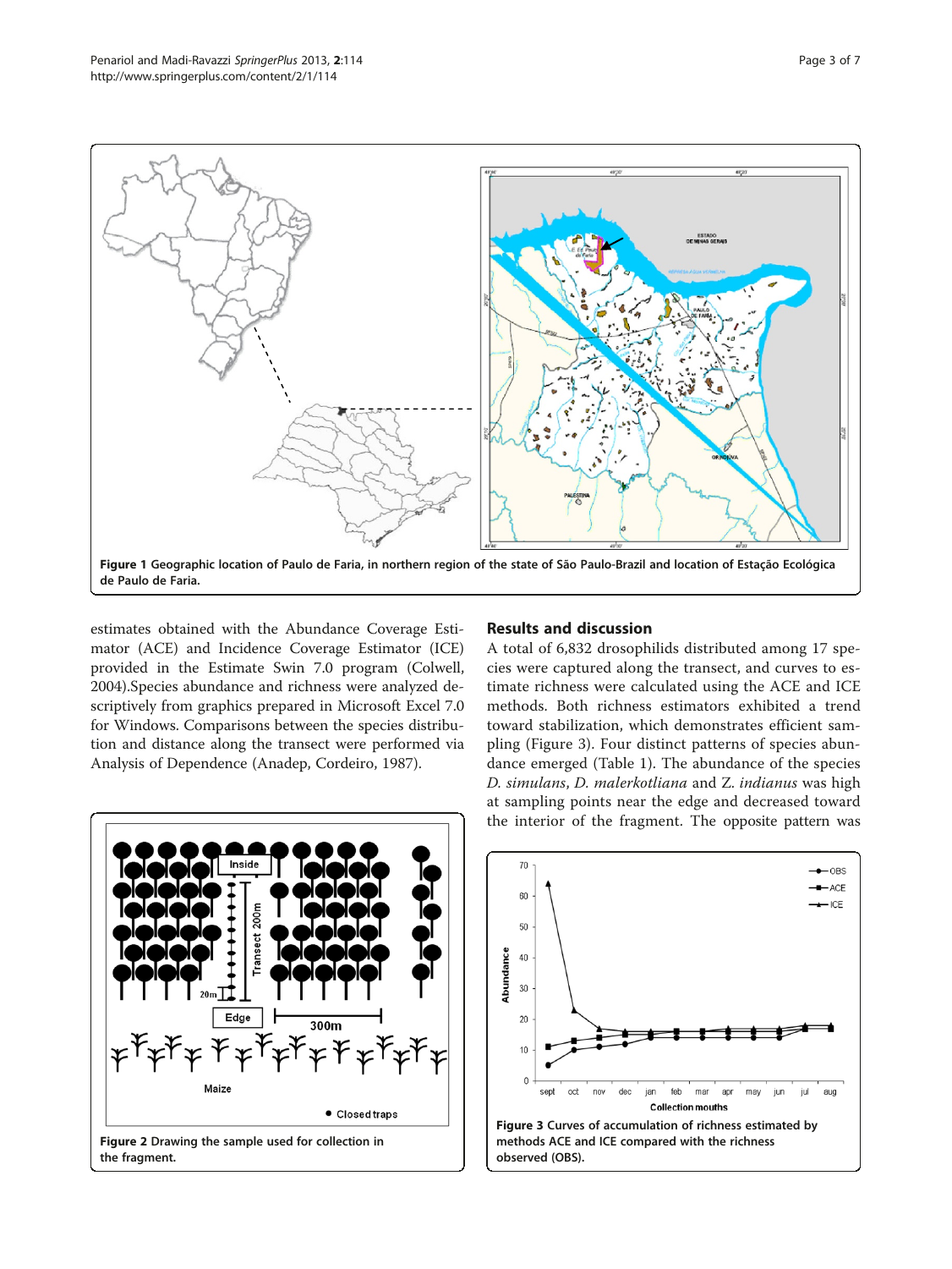Figure 1 Geographic location of Paulo de Faria, in northern region of the state of São Paulo-Brazil and location of Estação Ecológica de Paulo de Faria.

estimates obtained with the Abundance Coverage Estimator (ACE) and Incidence Coverage Estimator (ICE) provided in the Estimate Swin 7.0 program (Colwell, 2004).Species abundance and richness were analyzed descriptively from graphics prepared in Microsoft Excel 7.0 for Windows. Comparisons between the species distribution and distance along the transect were performed via Analysis of Dependence (Anadep, Cordeiro, 1987).

Figure 2 Drawing the sample used for collection in the fragment.

## Results and discussion

A total of 6,832 drosophilids distributed among 17 species were captured along the transect, and curves to estimate richness were calculated using the ACE and ICE methods. Both richness estimators exhibited a trend toward stabilization, which demonstrates efficient sampling (Figure 3). Four distinct patterns of species abundance emerged (Table 1). The abundance of the species *D. simulans*, *D. malerkotliana* and *Z. indianus* was high at sampling points near the edge and decreased toward the interior of the fragment. The opposite pattern was

Figure 3 Curves of accumulation of richness estimated by methods ACE and ICE compared with the richness observed (OBS).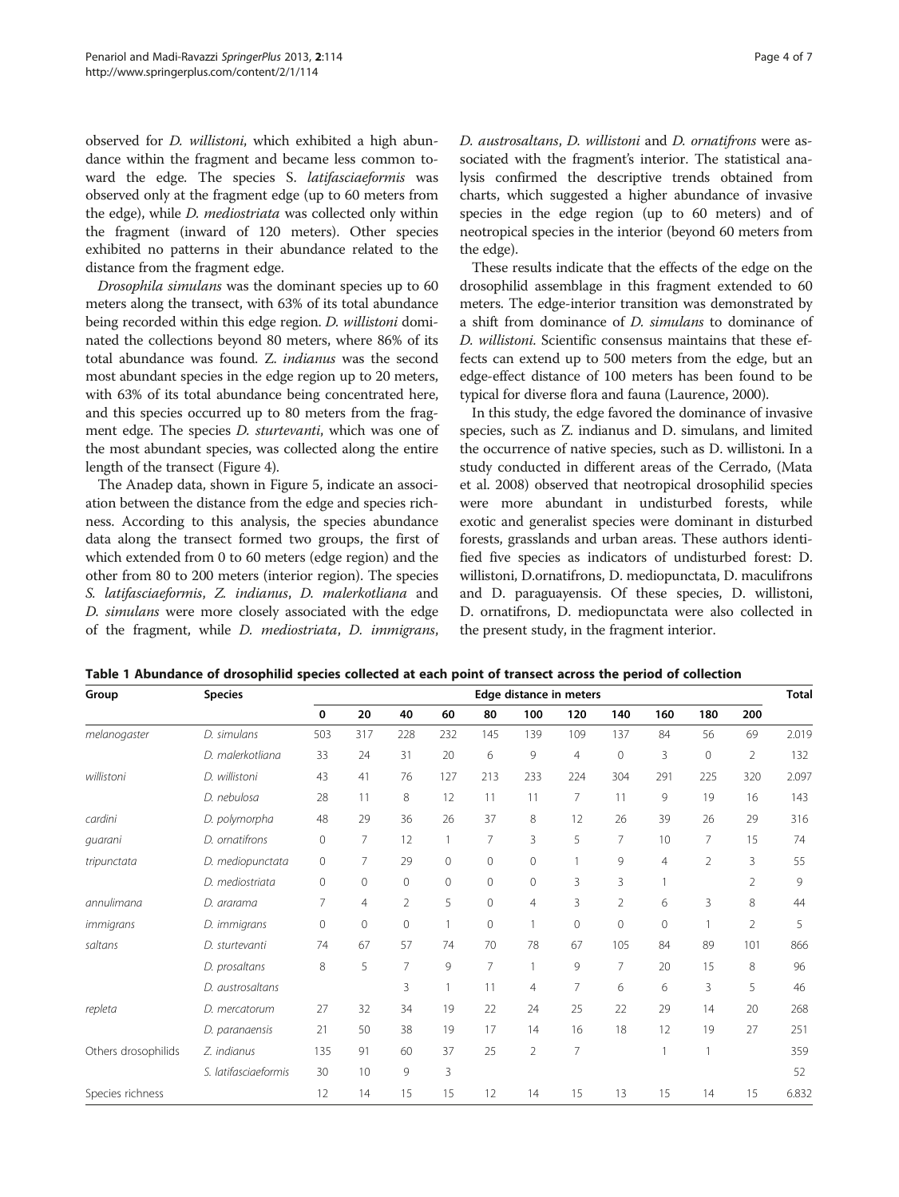observed for *D. willistoni*, which exhibited a high abundance within the fragment and became less common toward the edge. The species S. *latifasciaeformis* was observed only at the fragment edge (up to 60 meters from the edge), while *D. mediostriata* was collected only within the fragment (inward of 120 meters). Other species exhibited no patterns in their abundance related to the distance from the fragment edge.

*Drosophila simulans* was the dominant species up to 60 meters along the transect, with 63% of its total abundance being recorded within this edge region. *D. willistoni* dominated the collections beyond 80 meters, where 86% of its total abundance was found. Z. *indianus* was the second most abundant species in the edge region up to 20 meters, with 63% of its total abundance being concentrated here, and this species occurred up to 80 meters from the fragment edge. The species *D. sturtevanti*, which was one of the most abundant species, was collected along the entire length of the transect (Figure 4).

The Anadep data, shown in Figure 5, indicate an association between the distance from the edge and species richness. According to this analysis, the species abundance data along the transect formed two groups, the first of which extended from 0 to 60 meters (edge region) and the other from 80 to 200 meters (interior region). The species *S. latifasciaeformis*, *Z. indianus*, *D. malerkotliana* and *D. simulans* were more closely associated with the edge of the fragment, while *D. mediostriata*, *D. immigrans*, *D. austrosaltans*, *D. willistoni* and *D. ornatifrons* were associated with the fragment's interior. The statistical analysis confirmed the descriptive trends obtained from charts, which suggested a higher abundance of invasive species in the edge region (up to 60 meters) and of neotropical species in the interior (beyond 60 meters from the edge).

These results indicate that the effects of the edge on the drosophilid assemblage in this fragment extended to 60 meters. The edge-interior transition was demonstrated by a shift from dominance of *D. simulans* to dominance of *D. willistoni*. Scientific consensus maintains that these effects can extend up to 500 meters from the edge, but an edge-effect distance of 100 meters has been found to be typical for diverse flora and fauna (Laurence, 2000).

In this study, the edge favored the dominance of invasive species, such as Z. indianus and D. simulans, and limited the occurrence of native species, such as D. willistoni. In a study conducted in different areas of the Cerrado, (Mata et al. 2008) observed that neotropical drosophilid species were more abundant in undisturbed forests, while exotic and generalist species were dominant in disturbed forests, grasslands and urban areas. These authors identified five species as indicators of undisturbed forest: D. willistoni, D.ornatifrons, D. mediopunctata, D. maculifrons and D. paraguayensis. Of these species, D. willistoni, D. ornatifrons, D. mediopunctata were also collected in the present study, in the fragment interior.

**Table 1 Abundance of drosophilid species collected at each point of transect across the period of collection**

| Group | Species | Edge distance in meters | | | | | | | | | | | Total |
|---|---|---|---|---|---|---|---|---|---|---|---|---|---|
| | | 0 | 20 | 40 | 60 | 80 | 100 | 120 | 140 | 160 | 180 | 200 | |
| *melanogaster* | *D. simulans* | 503 | 317 | 228 | 232 | 145 | 139 | 109 | 137 | 84 | 56 | 69 | 2.019 |
| | *D. malerkotliana* | 33 | 24 | 31 | 20 | 6 | 9 | 4 | 0 | 3 | 0 | 2 | 132 |
| *willistoni* | *D. willistoni* | 43 | 41 | 76 | 127 | 213 | 233 | 224 | 304 | 291 | 225 | 320 | 2.097 |
| | *D. nebulosa* | 28 | 11 | 8 | 12 | 11 | 11 | 7 | 11 | 9 | 19 | 16 | 143 |
| *cardini* | *D. polymorpha* | 48 | 29 | 36 | 26 | 37 | 8 | 12 | 26 | 39 | 26 | 29 | 316 |
| *guarani* | *D. ornatifrons* | 0 | 7 | 12 | 1 | 7 | 3 | 5 | 7 | 10 | 7 | 15 | 74 |
| *tripunctata* | *D. mediopunctata* | 0 | 7 | 29 | 0 | 0 | 0 | 1 | 9 | 4 | 2 | 3 | 55 |
| | *D. mediostriata* | 0 | 0 | 0 | 0 | 0 | 0 | 3 | 3 | 1 | | 2 | 9 |
| *annulimana* | *D. ararama* | 7 | 4 | 2 | 5 | 0 | 4 | 3 | 2 | 6 | 3 | 8 | 44 |
| *immigrans* | *D. immigrans* | 0 | 0 | 0 | 1 | 0 | 1 | 0 | 0 | 0 | 1 | 2 | 5 |
| *saltans* | *D. sturtevanti* | 74 | 67 | 57 | 74 | 70 | 78 | 67 | 105 | 84 | 89 | 101 | 866 |
| | *D. prosaltans* | 8 | 5 | 7 | 9 | 7 | 1 | 9 | 7 | 20 | 15 | 8 | 96 |
| | *D. austrosaltans* | | | 3 | 1 | 11 | 4 | 7 | 6 | 6 | 3 | 5 | 46 |
| *repleta* | *D. mercatorum* | 27 | 32 | 34 | 19 | 22 | 24 | 25 | 22 | 29 | 14 | 20 | 268 |
| | *D. paranaensis* | 21 | 50 | 38 | 19 | 17 | 14 | 16 | 18 | 12 | 19 | 27 | 251 |
| Others drosophilids | *Z. indianus* | 135 | 91 | 60 | 37 | 25 | 2 | 7 | | 1 | 1 | | 359 |
| | *S. latifasciaeformis* | 30 | 10 | 9 | 3 | | | | | | | | 52 |
| Species richness | | 12 | 14 | 15 | 15 | 12 | 14 | 15 | 13 | 15 | 14 | 15 | 6.832 |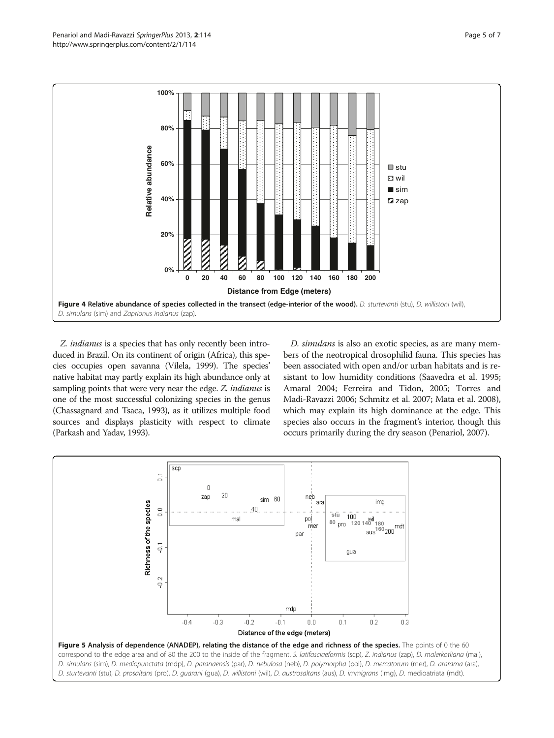100%
80%
60%
40%
20%
0%
Relative abundance
0 20 40 60 80 100 120 140 160 180 200
Distance from Edge (meters)
stu
wil
sim
zap

**Figure 4 Relative abundance of species collected in the transect (edge-interior of the wood).** *D. sturtevanti* (stu), *D. willistoni* (wil), *D. simulans* (sim) and *Zaprionus indianus* (zap).

*Z. indianus* is a species that has only recently been introduced in Brazil. On its continent of origin (Africa), this species occupies open savanna (Vilela, 1999). The species' native habitat may partly explain its high abundance only at sampling points that were very near the edge. *Z. indianus* is one of the most successful colonizing species in the genus (Chassagnard and Tsaca, 1993), as it utilizes multiple food sources and displays plasticity with respect to climate (Parkash and Yadav, 1993).

*D. simulans* is also an exotic species, as are many members of the neotropical drosophilid fauna. This species has been associated with open and/or urban habitats and is resistant to low humidity conditions (Saavedra et al. 1995; Amaral 2004; Ferreira and Tidon, 2005; Torres and Madi-Ravazzi 2006; Schmitz et al. 2007; Mata et al. 2008), which may explain its high dominance at the edge. This species also occurs in the fragment's interior, though this occurs primarily during the dry season (Penariol, 2007).

scp
0
zap 20
sim 60
40
mal
neb
ara
pol
mer
par
img
stu
80 pro 100
120 140 wil
180
aus 160 200 mdt
gua
mdp
Richness of the species
0.1
0.0
-0.1
-0.2
-0.4 -0.3 -0.2 -0.1 0.0 0.1 0.2 0.3
Distance of the edge (meters)

**Figure 5 Analysis of dependence (ANADEP), relating the distance of the edge and richness of the species.** The points of 0 the 60 correspond to the edge area and of 80 the 200 to the inside of the fragment. *S. latifasciaeformis* (scp), *Z. indianus* (zap), *D. malerkotliana* (mal), *D. simulans* (sim), *D. mediopunctata* (mdp), *D. paranaensis* (par), *D. nebulosa* (neb), *D. polymorpha* (pol), *D. mercatorum* (mer), *D. ararama* (ara), *D. sturtevanti* (stu), *D. prosaltans* (pro), *D. guarani* (gua), *D. willistoni* (wil), *D. austrosaltans* (aus), *D. immigrans* (img), *D.* medioatriata (mdt).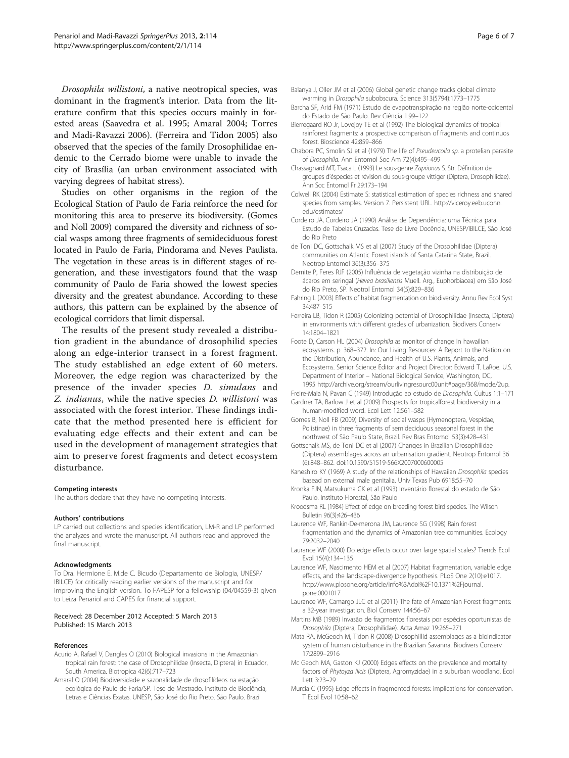*Drosophila willistoni*, a native neotropical species, was dominant in the fragment's interior. Data from the literature confirm that this species occurs mainly in forested areas (Saavedra et al. 1995; Amaral 2004; Torres and Madi-Ravazzi 2006). (Ferreira and Tidon 2005) also observed that the species of the family Drosophilidae endemic to the Cerrado biome were unable to invade the city of Brasília (an urban environment associated with varying degrees of habitat stress).

Studies on other organisms in the region of the Ecological Station of Paulo de Faria reinforce the need for monitoring this area to preserve its biodiversity. (Gomes and Noll 2009) compared the diversity and richness of social wasps among three fragments of semideciduous forest located in Paulo de Faria, Pindorama and Neves Paulista. The vegetation in these areas is in different stages of regeneration, and these investigators found that the wasp community of Paulo de Faria showed the lowest species diversity and the greatest abundance. According to these authors, this pattern can be explained by the absence of ecological corridors that limit dispersal.

The results of the present study revealed a distribution gradient in the abundance of drosophilid species along an edge-interior transect in a forest fragment. The study established an edge extent of 60 meters. Moreover, the edge region was characterized by the presence of the invader species *D. simulans* and *Z. indianus*, while the native species *D. willistoni* was associated with the forest interior. These findings indicate that the method presented here is efficient for evaluating edge effects and their extent and can be used in the development of management strategies that aim to preserve forest fragments and detect ecosystem disturbance.

#### Competing interests
The authors declare that they have no competing interests.

#### Authors' contributions
LP carried out collections and species identification, LM-R and LP performed the analyzes and wrote the manuscript. All authors read and approved the final manuscript.

#### Acknowledgments
To Dra. Hermione E. M.de C. Bicudo (Departamento de Biologia, UNESP/IBILCE) for critically reading earlier versions of the manuscript and for improving the English version. To FAPESP for a fellowship (04/04559-3) given to Leiza Penariol and CAPES for financial support.

Received: 28 December 2012 Accepted: 5 March 2013
Published: 15 March 2013

#### References

Acurio A, Rafael V, Dangles O (2010) Biological invasions in the Amazonian tropical rain forest: the case of Drosophilidae (Insecta, Diptera) in Ecuador, South America. Biotropica 42(6):717–723

Amaral O (2004) Biodiversidade e sazonalidade de drosofilídeos na estação ecológica de Paulo de Faria/SP. Tese de Mestrado. Instituto de Biociência, Letras e Ciências Exatas. UNESP, São José do Rio Preto. São Paulo. Brazil

Balanya J, Oller JM et al (2006) Global genetic change tracks global climate warming in *Drosophila* subobscura. Science 313(5794):1773–1775

Barcha SF, Arid FM (1971) Estudo de evapotranspiração na região norte-ocidental do Estado de São Paulo. Rev Ciência 1:99–122

Bierregaard RO Jr, Lovejoy TE et al (1992) The biological dynamics of tropical rainforest fragments: a prospective comparison of fragments and continuos forest. Bioscience 42:859–866

Chabora PC, Smolin SJ et al (1979) The life of *Pseudeucoila sp*. a protelian parasite of *Drosophila*. Ann Entomol Soc Am 72(4):495–499

Chassagnard MT, Tsaca L (1993) Le sous-genre *Zaprionus* S. Str. Définition de groupes d'éspecies et révision du sous-groupe vittiger (Diptera, Drosophilidae). Ann Soc Entomol Fr 29:173–194

Colwell RK (2004) Estimate S: statistical estimation of species richness and shared species from samples. Version 7. Persistent URL. http://viceroy.eeb.uconn.edu/estimates/

Cordeiro JA, Cordeiro JA (1990) Análise de Dependência: uma Técnica para Estudo de Tabelas Cruzadas. Tese de Livre Docência, UNESP/IBILCE, São José do Rio Preto

de Toni DC, Gottschalk MS et al (2007) Study of the Drosophilidae (Diptera) communities on Atlantic Forest islands of Santa Catarina State, Brazil. Neotrop Entomol 36(3):356–375

Demite P, Feres RJF (2005) Influência de vegetação vizinha na distribuição de ácaros em seringal (*Hevea brasiliensis* Muell. Arg., Euphorbiacea) em São José do Rio Preto, SP. Neotrol Entomol 34(5):829–836

Fahring L (2003) Effects of habitat fragmentation on biodiversity. Annu Rev Ecol Syst 34:487–515

Ferreira LB, Tidon R (2005) Colonizing potential of Drosophilidae (Insecta, Diptera) in environments with different grades of urbanization. Biodivers Conserv 14:1804–1821

Foote D, Carson HL (2004) *Drosophila* as monitor of change in hawaiian ecosystems. p. 368–372. In: Our Living Resources: A Report to the Nation on the Distribution, Abundance, and Health of U.S. Plants, Animals, and Ecosystems. Senior Science Editor and Project Director: Edward T. LaRoe. U.S. Department of Interior – National Biological Service, Washington, DC, 1995 http://archive.org/stream/ourlivingresourc00unit#page/368/mode/2up.

Freire-Maia N, Pavan C (1949) Introdução ao estudo de *Drosophila*. Cultus 1:1–171

Gardner TA, Barlow J et al (2009) Prospects for tropicalforest biodiversity in a human-modified word. Ecol Lett 12:561–582

Gomes B, Noll FB (2009) Diversity of social wasps (Hymenoptera, Vespidae, Polistinae) in three fragments of semideciduous seasonal forest in the northwest of São Paulo State, Brazil. Rev Bras Entomol 53(3):428–431

Gottschalk MS, de Toni DC et al (2007) Changes in Brazilian Drosophilidae (Diptera) assemblages across an urbanisation gradient. Neotrop Entomol 36 (6):848–862. doi:10.1590/S1519-566X2007000600005

Kaneshiro KY (1969) A study of the relationships of Hawaiian *Drosophila* species basead on external male genitalia. Univ Texas Pub 6918:55–70

Kronka FJN, Matsukuma CK et al (1993) Inventário florestal do estado de São Paulo. Instituto Florestal, São Paulo

Kroodsma RL (1984) Effect of edge on breeding forest bird species. The Wilson Bulletin 96(3):426–436

Laurence WF, Rankin-De-merona JM, Laurence SG (1998) Rain forest fragmentation and the dynamics of Amazonian tree communities. Ecology 79:2032–2040

Laurance WF (2000) Do edge effects occur over large spatial scales? Trends Ecol Evol 15(4):134–135

Laurance WF, Nascimento HEM et al (2007) Habitat fragmentation, variable edge effects, and the landscape-divergence hypothesis. PLoS One 2(10):e1017. http://www.plosone.org/article/info%3Adoi%2F10.1371%2Fjournal.pone.0001017

Laurance WF, Camargo JLC et al (2011) The fate of Amazonian Forest fragments: a 32-year investigation. Biol Conserv 144:56–67

Martins MB (1989) Invasão de fragmentos florestais por espécies oportunistas de *Drosophila* (Diptera, Drosophilidae). Acta Amaz 19:265–271

Mata RA, McGeoch M, Tidon R (2008) Drosophillid assemblages as a bioindicator system of human disturbance in the Brazilian Savanna. Biodivers Conserv 17:2899–2916

Mc Geoch MA, Gaston KJ (2000) Edges effects on the prevalence and mortality factors of *Phytoyza ilicis* (Diptera, Agromyzidae) in a suburban woodland. Ecol Lett 3:23–29

Murcia C (1995) Edge effects in fragmented forests: implications for conservation. T Ecol Evol 10:58–62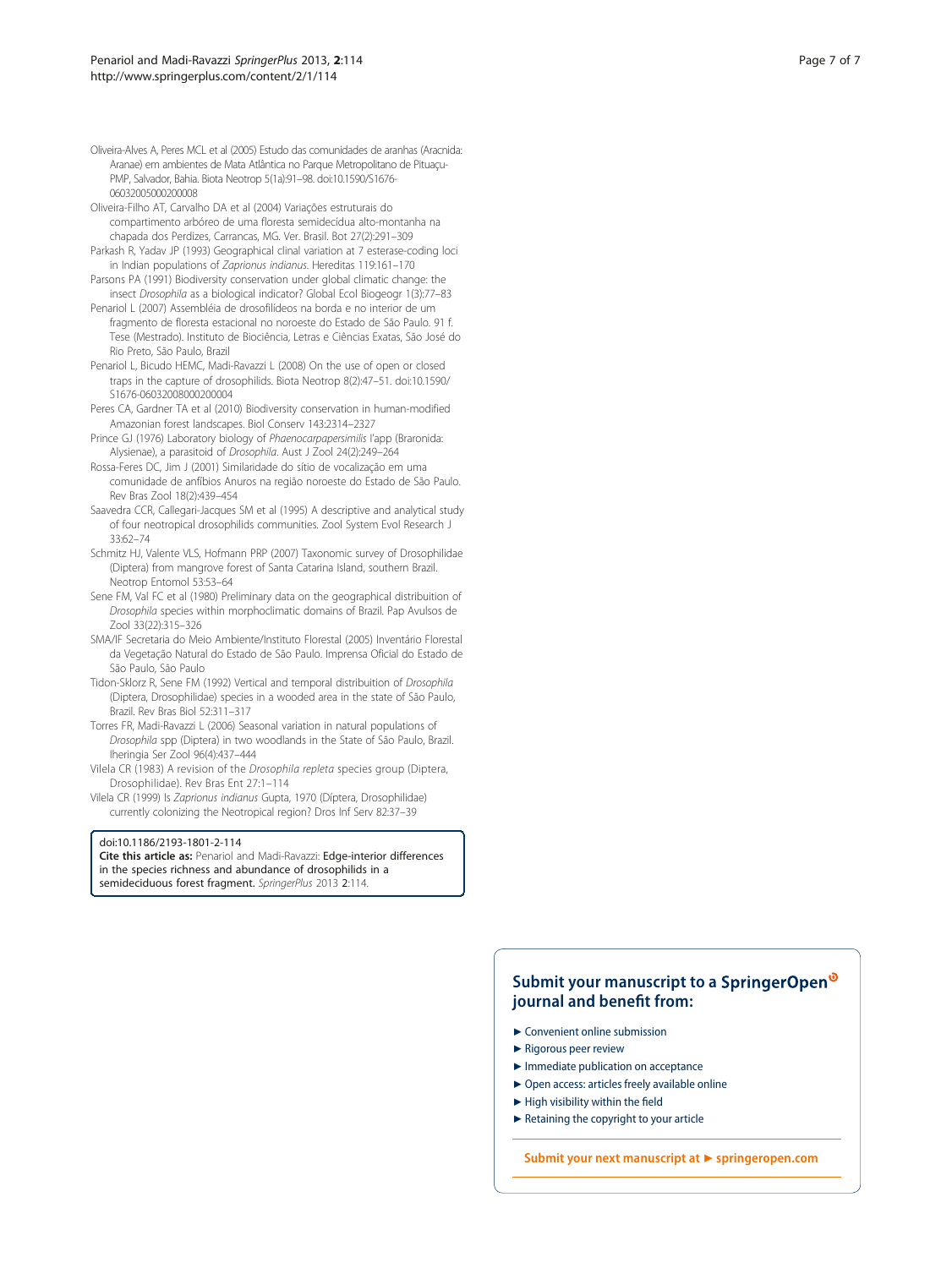Oliveira-Alves A, Peres MCL et al (2005) Estudo das comunidades de aranhas (Aracnida: Aranae) em ambientes de Mata Atlântica no Parque Metropolitano de Pituaçu-PMP, Salvador, Bahia. Biota Neotrop 5(1a):91–98. doi:10.1590/S1676-06032005000200008

Oliveira-Filho AT, Carvalho DA et al (2004) Variações estruturais do compartimento arbóreo de uma floresta semidecídua alto-montanha na chapada dos Perdizes, Carrancas, MG. Ver. Brasil. Bot 27(2):291–309

Parkash R, Yadav JP (1993) Geographical clinal variation at 7 esterase-coding loci in Indian populations of *Zaprionus indianus*. Hereditas 119:161–170

Parsons PA (1991) Biodiversity conservation under global climatic change: the insect *Drosophila* as a biological indicator? Global Ecol Biogeogr 1(3):77–83

Penariol L (2007) Assembléia de drosofilídeos na borda e no interior de um fragmento de floresta estacional no noroeste do Estado de São Paulo. 91 f. Tese (Mestrado). Instituto de Biociência, Letras e Ciências Exatas, São José do Rio Preto, São Paulo, Brazil

Penariol L, Bicudo HEMC, Madi-Ravazzi L (2008) On the use of open or closed traps in the capture of drosophilids. Biota Neotrop 8(2):47–51. doi:10.1590/S1676-06032008000200004

Peres CA, Gardner TA et al (2010) Biodiversity conservation in human-modified Amazonian forest landscapes. Biol Conserv 143:2314–2327

Prince GJ (1976) Laboratory biology of *Phaenocarpapersimilis* l'app (Braronida: Alysienae), a parasitoid of *Drosophila*. Aust J Zool 24(2):249–264

Rossa-Feres DC, Jim J (2001) Similaridade do sítio de vocalização em uma comunidade de anfíbios Anuros na região noroeste do Estado de São Paulo. Rev Bras Zool 18(2):439–454

Saavedra CCR, Callegari-Jacques SM et al (1995) A descriptive and analytical study of four neotropical drosophilids communities. Zool System Evol Research J 33:62–74

Schmitz HJ, Valente VLS, Hofmann PRP (2007) Taxonomic survey of Drosophilidae (Diptera) from mangrove forest of Santa Catarina Island, southern Brazil. Neotrop Entomol 53:53–64

Sene FM, Val FC et al (1980) Preliminary data on the geographical distribuition of *Drosophila* species within morphoclimatic domains of Brazil. Pap Avulsos de Zool 33(22):315–326

SMA/IF Secretaria do Meio Ambiente/Instituto Florestal (2005) Inventário Florestal da Vegetação Natural do Estado de São Paulo. Imprensa Oficial do Estado de São Paulo, São Paulo

Tidon-Sklorz R, Sene FM (1992) Vertical and temporal distribuition of *Drosophila* (Diptera, Drosophilidae) species in a wooded area in the state of São Paulo, Brazil. Rev Bras Biol 52:311–317

Torres FR, Madi-Ravazzi L (2006) Seasonal variation in natural populations of *Drosophila* spp (Diptera) in two woodlands in the State of São Paulo, Brazil. Iheringia Ser Zool 96(4):437–444

Vilela CR (1983) A revision of the *Drosophila repleta* species group (Diptera, Drosophilidae). Rev Bras Ent 27:1–114

Vilela CR (1999) Is *Zaprionus indianus* Gupta, 1970 (Díptera, Drosophilidae) currently colonizing the Neotropical region? Dros Inf Serv 82:37–39

doi:10.1186/2193-1801-2-114
**Cite this article as:** Penariol and Madi-Ravazzi: Edge-interior differences in the species richness and abundance of drosophilids in a semideciduous forest fragment. *SpringerPlus* 2013 **2**:114.

**Submit your manuscript to a SpringerOpen journal and benefit from:**

- ► Convenient online submission
- ► Rigorous peer review
- ► Immediate publication on acceptance
- ► Open access: articles freely available online
- ► High visibility within the field
- ► Retaining the copyright to your article

**Submit your next manuscript at ► springeropen.com**